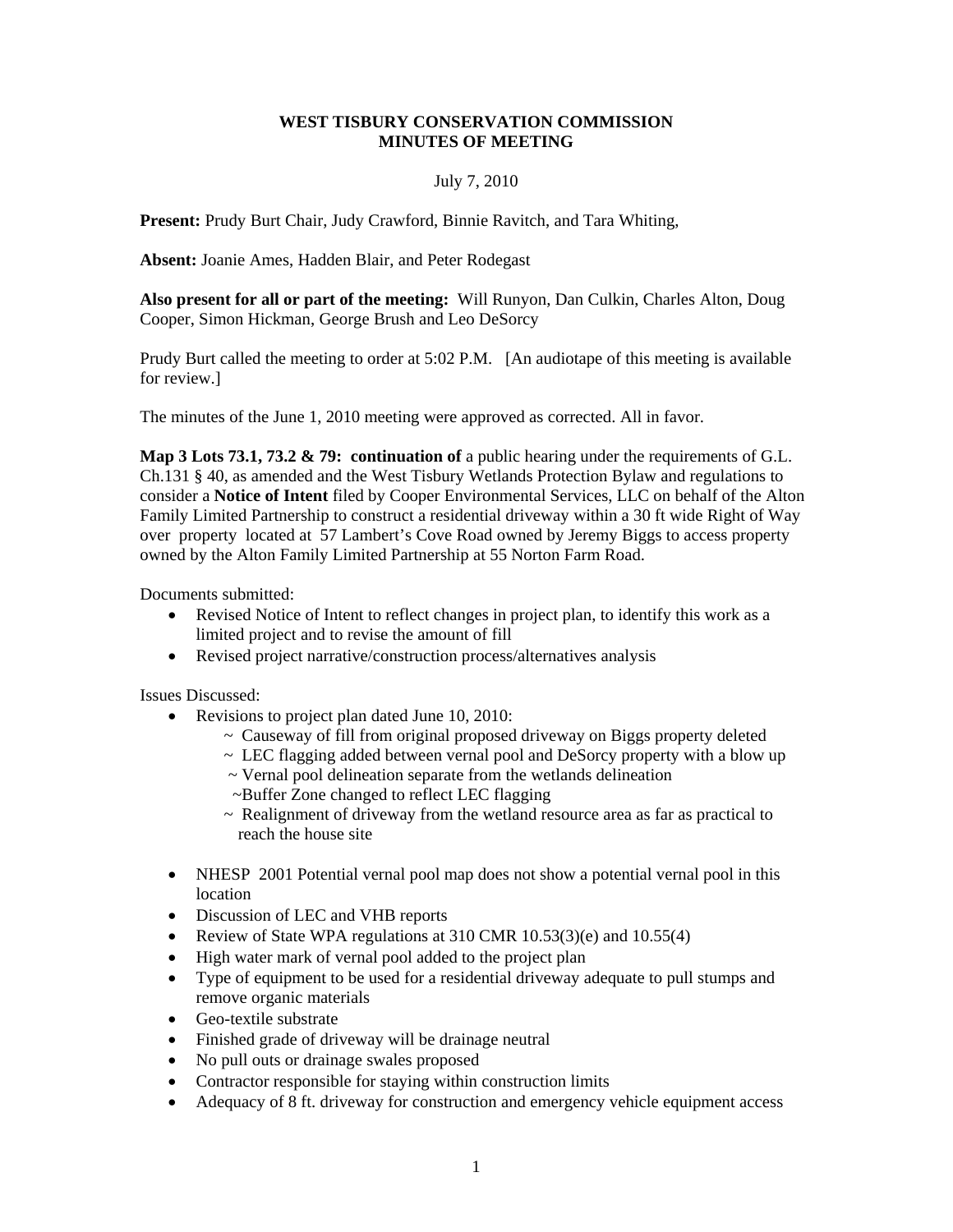# WEST TISBURY CONSERVATION COMMISSION
## MINUTES OF MEETING

July 7, 2010

**Present:** Prudy Burt Chair, Judy Crawford, Binnie Ravitch, and Tara Whiting,

**Absent:** Joanie Ames, Hadden Blair, and Peter Rodegast

**Also present for all or part of the meeting:** Will Runyon, Dan Culkin, Charles Alton, Doug Cooper, Simon Hickman, George Brush and Leo DeSorcy

Prudy Burt called the meeting to order at 5:02 P.M. [An audiotape of this meeting is available for review.]

The minutes of the June 1, 2010 meeting were approved as corrected. All in favor.

**Map 3 Lots 73.1, 73.2 & 79: continuation of** a public hearing under the requirements of G.L. Ch.131 § 40, as amended and the West Tisbury Wetlands Protection Bylaw and regulations to consider a **Notice of Intent** filed by Cooper Environmental Services, LLC on behalf of the Alton Family Limited Partnership to construct a residential driveway within a 30 ft wide Right of Way over property located at 57 Lambert's Cove Road owned by Jeremy Biggs to access property owned by the Alton Family Limited Partnership at 55 Norton Farm Road.

Documents submitted:

- Revised Notice of Intent to reflect changes in project plan, to identify this work as a limited project and to revise the amount of fill
- Revised project narrative/construction process/alternatives analysis

Issues Discussed:

- Revisions to project plan dated June 10, 2010:
  - ~ Causeway of fill from original proposed driveway on Biggs property deleted
  - ~ LEC flagging added between vernal pool and DeSorcy property with a blow up
  - ~ Vernal pool delineation separate from the wetlands delineation
  - ~Buffer Zone changed to reflect LEC flagging
  - ~ Realignment of driveway from the wetland resource area as far as practical to reach the house site
- NHESP 2001 Potential vernal pool map does not show a potential vernal pool in this location
- Discussion of LEC and VHB reports
- Review of State WPA regulations at 310 CMR 10.53(3)(e) and 10.55(4)
- High water mark of vernal pool added to the project plan
- Type of equipment to be used for a residential driveway adequate to pull stumps and remove organic materials
- Geo-textile substrate
- Finished grade of driveway will be drainage neutral
- No pull outs or drainage swales proposed
- Contractor responsible for staying within construction limits
- Adequacy of 8 ft. driveway for construction and emergency vehicle equipment access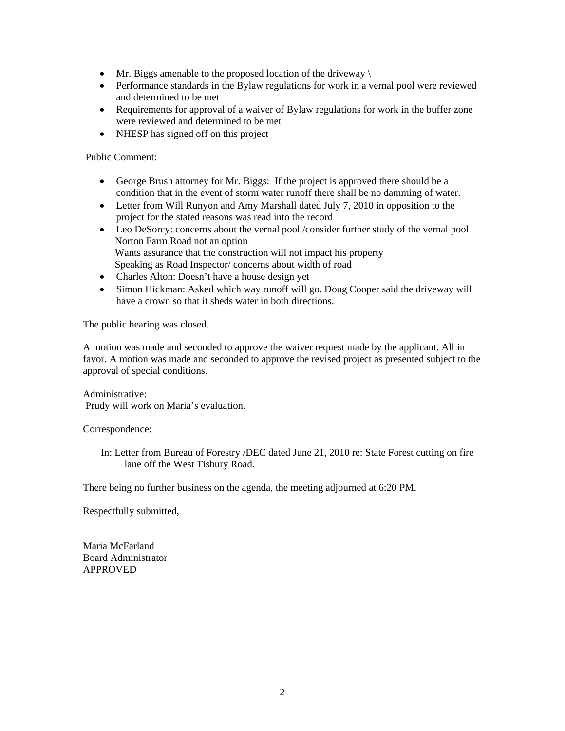- Mr. Biggs amenable to the proposed location of the driveway \
- Performance standards in the Bylaw regulations for work in a vernal pool were reviewed and determined to be met
- Requirements for approval of a waiver of Bylaw regulations for work in the buffer zone were reviewed and determined to be met
- NHESP has signed off on this project

Public Comment:

- George Brush attorney for Mr. Biggs: If the project is approved there should be a condition that in the event of storm water runoff there shall be no damming of water.
- Letter from Will Runyon and Amy Marshall dated July 7, 2010 in opposition to the project for the stated reasons was read into the record
- Leo DeSorcy: concerns about the vernal pool /consider further study of the vernal pool
  Norton Farm Road not an option
  Wants assurance that the construction will not impact his property
  Speaking as Road Inspector/ concerns about width of road
- Charles Alton: Doesn't have a house design yet
- Simon Hickman: Asked which way runoff will go. Doug Cooper said the driveway will have a crown so that it sheds water in both directions.

The public hearing was closed.

A motion was made and seconded to approve the waiver request made by the applicant. All in favor. A motion was made and seconded to approve the revised project as presented subject to the approval of special conditions.

Administrative:
Prudy will work on Maria's evaluation.

Correspondence:

In: Letter from Bureau of Forestry /DEC dated June 21, 2010 re: State Forest cutting on fire lane off the West Tisbury Road.

There being no further business on the agenda, the meeting adjourned at 6:20 PM.

Respectfully submitted,

Maria McFarland
Board Administrator
APPROVED